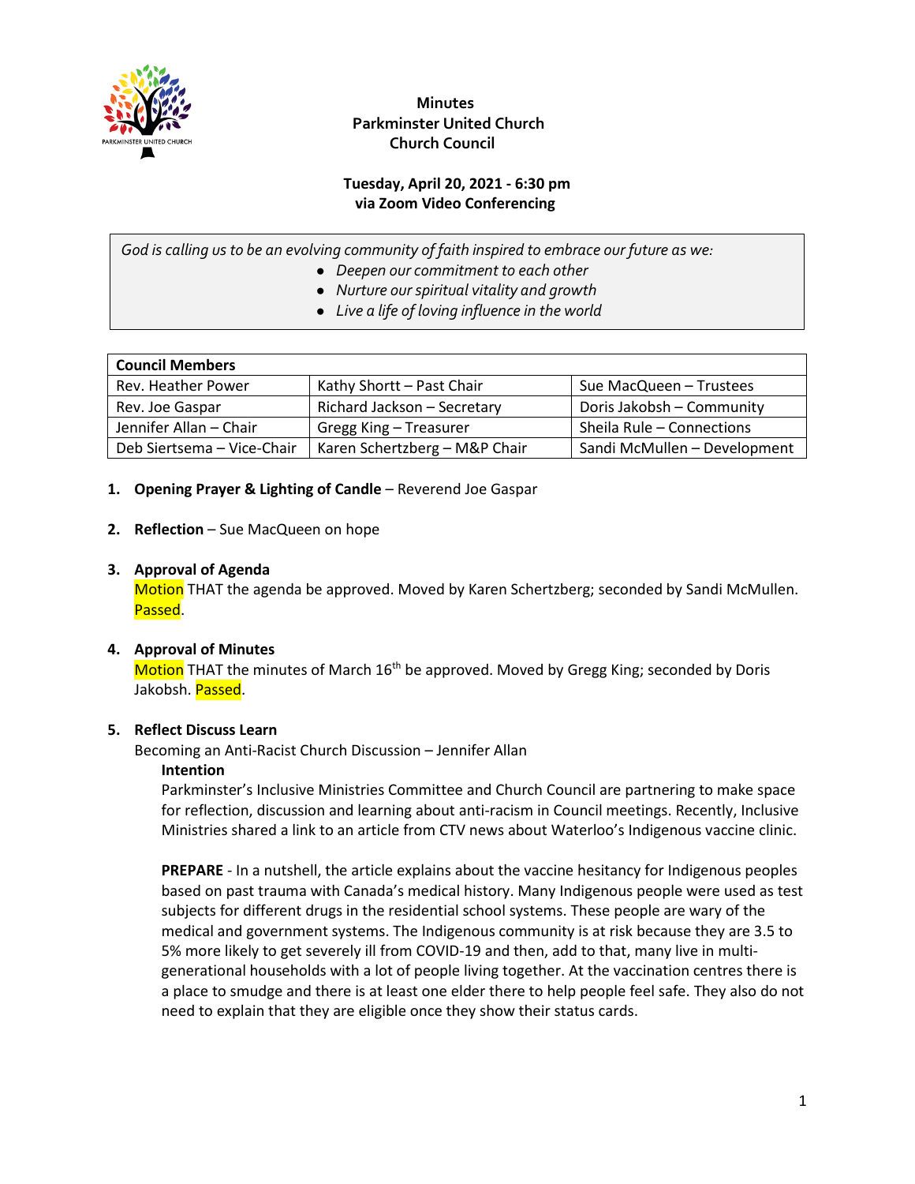# Minutes
# Parkminster United Church
# Church Council

**Tuesday, April 20, 2021 - 6:30 pm**
**via Zoom Video Conferencing**

*God is calling us to be an evolving community of faith inspired to embrace our future as we:*

- *Deepen our commitment to each other*
- *Nurture our spiritual vitality and growth*
- *Live a life of loving influence in the world*

| **Council Members** | | |
|---|---|---|
| Rev. Heather Power | Kathy Shortt – Past Chair | Sue MacQueen – Trustees |
| Rev. Joe Gaspar | Richard Jackson – Secretary | Doris Jakobsh – Community |
| Jennifer Allan – Chair | Gregg King – Treasurer | Sheila Rule – Connections |
| Deb Siertsema – Vice-Chair | Karen Schertzberg – M&P Chair | Sandi McMullen – Development |

1. **Opening Prayer & Lighting of Candle** – Reverend Joe Gaspar

2. **Reflection** – Sue MacQueen on hope

3. **Approval of Agenda**
   Motion THAT the agenda be approved. Moved by Karen Schertzberg; seconded by Sandi McMullen. Passed.

4. **Approval of Minutes**
   Motion THAT the minutes of March 16th be approved. Moved by Gregg King; seconded by Doris Jakobsh. Passed.

5. **Reflect Discuss Learn**
   Becoming an Anti-Racist Church Discussion – Jennifer Allan

   **Intention**
   Parkminster's Inclusive Ministries Committee and Church Council are partnering to make space for reflection, discussion and learning about anti-racism in Council meetings. Recently, Inclusive Ministries shared a link to an article from CTV news about Waterloo's Indigenous vaccine clinic.

   **PREPARE** - In a nutshell, the article explains about the vaccine hesitancy for Indigenous peoples based on past trauma with Canada's medical history. Many Indigenous people were used as test subjects for different drugs in the residential school systems. These people are wary of the medical and government systems. The Indigenous community is at risk because they are 3.5 to 5% more likely to get severely ill from COVID-19 and then, add to that, many live in multi-generational households with a lot of people living together. At the vaccination centres there is a place to smudge and there is at least one elder there to help people feel safe. They also do not need to explain that they are eligible once they show their status cards.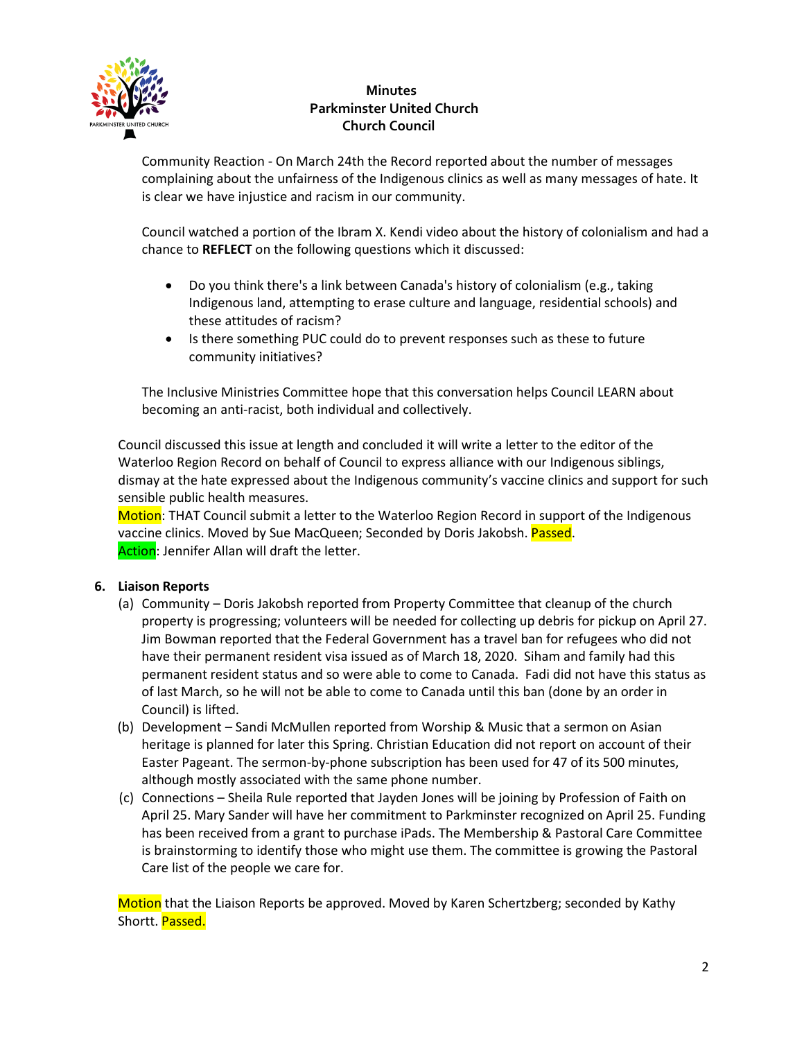Community Reaction - On March 24th the Record reported about the number of messages complaining about the unfairness of the Indigenous clinics as well as many messages of hate. It is clear we have injustice and racism in our community.

Council watched a portion of the Ibram X. Kendi video about the history of colonialism and had a chance to **REFLECT** on the following questions which it discussed:

- Do you think there's a link between Canada's history of colonialism (e.g., taking Indigenous land, attempting to erase culture and language, residential schools) and these attitudes of racism?
- Is there something PUC could do to prevent responses such as these to future community initiatives?

The Inclusive Ministries Committee hope that this conversation helps Council LEARN about becoming an anti-racist, both individual and collectively.

Council discussed this issue at length and concluded it will write a letter to the editor of the Waterloo Region Record on behalf of Council to express alliance with our Indigenous siblings, dismay at the hate expressed about the Indigenous community's vaccine clinics and support for such sensible public health measures.
Motion: THAT Council submit a letter to the Waterloo Region Record in support of the Indigenous vaccine clinics. Moved by Sue MacQueen; Seconded by Doris Jakobsh. Passed.
Action: Jennifer Allan will draft the letter.

**6. Liaison Reports**

(a) Community – Doris Jakobsh reported from Property Committee that cleanup of the church property is progressing; volunteers will be needed for collecting up debris for pickup on April 27. Jim Bowman reported that the Federal Government has a travel ban for refugees who did not have their permanent resident visa issued as of March 18, 2020. Siham and family had this permanent resident status and so were able to come to Canada. Fadi did not have this status as of last March, so he will not be able to come to Canada until this ban (done by an order in Council) is lifted.

(b) Development – Sandi McMullen reported from Worship & Music that a sermon on Asian heritage is planned for later this Spring. Christian Education did not report on account of their Easter Pageant. The sermon-by-phone subscription has been used for 47 of its 500 minutes, although mostly associated with the same phone number.

(c) Connections – Sheila Rule reported that Jayden Jones will be joining by Profession of Faith on April 25. Mary Sander will have her commitment to Parkminster recognized on April 25. Funding has been received from a grant to purchase iPads. The Membership & Pastoral Care Committee is brainstorming to identify those who might use them. The committee is growing the Pastoral Care list of the people we care for.

Motion that the Liaison Reports be approved. Moved by Karen Schertzberg; seconded by Kathy Shortt. Passed.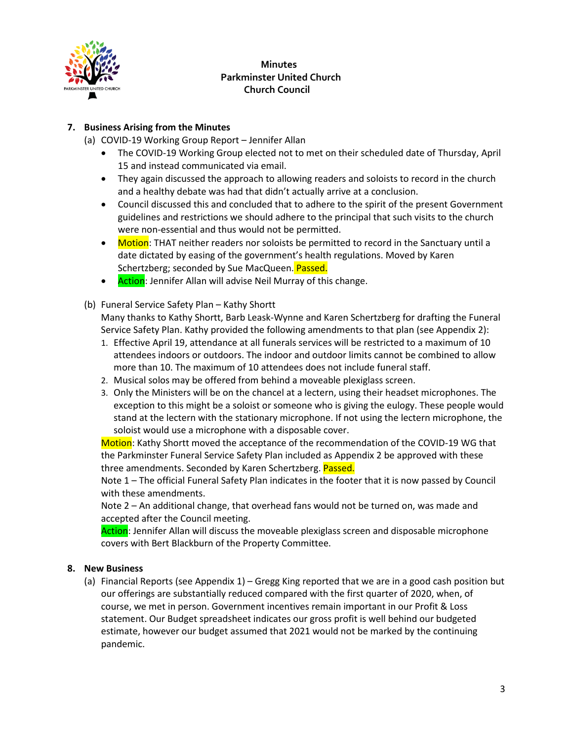**Minutes**
**Parkminster United Church**
**Church Council**

7. **Business Arising from the Minutes**
   (a) COVID-19 Working Group Report – Jennifer Allan
   - The COVID-19 Working Group elected not to met on their scheduled date of Thursday, April 15 and instead communicated via email.
   - They again discussed the approach to allowing readers and soloists to record in the church and a healthy debate was had that didn't actually arrive at a conclusion.
   - Council discussed this and concluded that to adhere to the spirit of the present Government guidelines and restrictions we should adhere to the principal that such visits to the church were non-essential and thus would not be permitted.
   - Motion: THAT neither readers nor soloists be permitted to record in the Sanctuary until a date dictated by easing of the government's health regulations. Moved by Karen Schertzberg; seconded by Sue MacQueen. Passed.
   - Action: Jennifer Allan will advise Neil Murray of this change.

   (b) Funeral Service Safety Plan – Kathy Shortt
   Many thanks to Kathy Shortt, Barb Leask-Wynne and Karen Schertzberg for drafting the Funeral Service Safety Plan. Kathy provided the following amendments to that plan (see Appendix 2):
   1. Effective April 19, attendance at all funerals services will be restricted to a maximum of 10 attendees indoors or outdoors. The indoor and outdoor limits cannot be combined to allow more than 10. The maximum of 10 attendees does not include funeral staff.
   2. Musical solos may be offered from behind a moveable plexiglass screen.
   3. Only the Ministers will be on the chancel at a lectern, using their headset microphones. The exception to this might be a soloist or someone who is giving the eulogy. These people would stand at the lectern with the stationary microphone. If not using the lectern microphone, the soloist would use a microphone with a disposable cover.

   Motion: Kathy Shortt moved the acceptance of the recommendation of the COVID-19 WG that the Parkminster Funeral Service Safety Plan included as Appendix 2 be approved with these three amendments. Seconded by Karen Schertzberg. Passed.
   Note 1 – The official Funeral Safety Plan indicates in the footer that it is now passed by Council with these amendments.
   Note 2 – An additional change, that overhead fans would not be turned on, was made and accepted after the Council meeting.
   Action: Jennifer Allan will discuss the moveable plexiglass screen and disposable microphone covers with Bert Blackburn of the Property Committee.

8. **New Business**
   (a) Financial Reports (see Appendix 1) – Gregg King reported that we are in a good cash position but our offerings are substantially reduced compared with the first quarter of 2020, when, of course, we met in person. Government incentives remain important in our Profit & Loss statement. Our Budget spreadsheet indicates our gross profit is well behind our budgeted estimate, however our budget assumed that 2021 would not be marked by the continuing pandemic.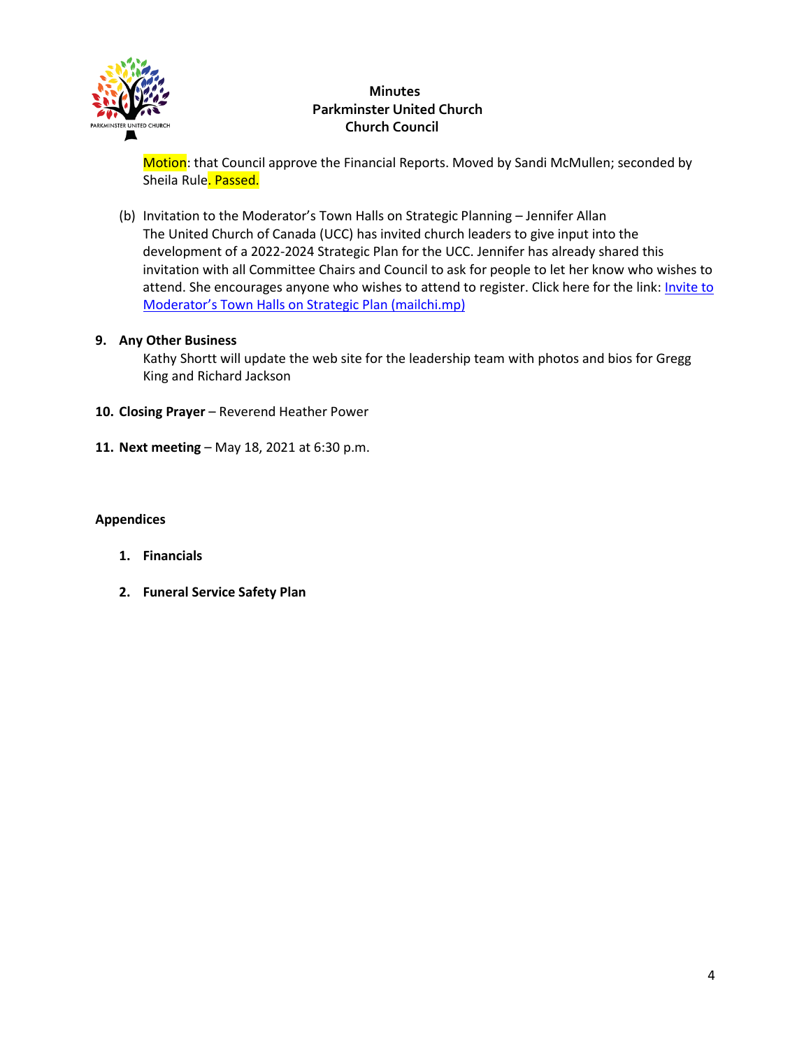Motion: that Council approve the Financial Reports. Moved by Sandi McMullen; seconded by Sheila Rule. Passed.

(b) Invitation to the Moderator's Town Halls on Strategic Planning – Jennifer Allan
The United Church of Canada (UCC) has invited church leaders to give input into the development of a 2022-2024 Strategic Plan for the UCC. Jennifer has already shared this invitation with all Committee Chairs and Council to ask for people to let her know who wishes to attend. She encourages anyone who wishes to attend to register. Click here for the link: Invite to Moderator's Town Halls on Strategic Plan (mailchi.mp)

**9. Any Other Business**

Kathy Shortt will update the web site for the leadership team with photos and bios for Gregg King and Richard Jackson

**10. Closing Prayer** – Reverend Heather Power

**11. Next meeting** – May 18, 2021 at 6:30 p.m.

**Appendices**

1. **Financials**
2. **Funeral Service Safety Plan**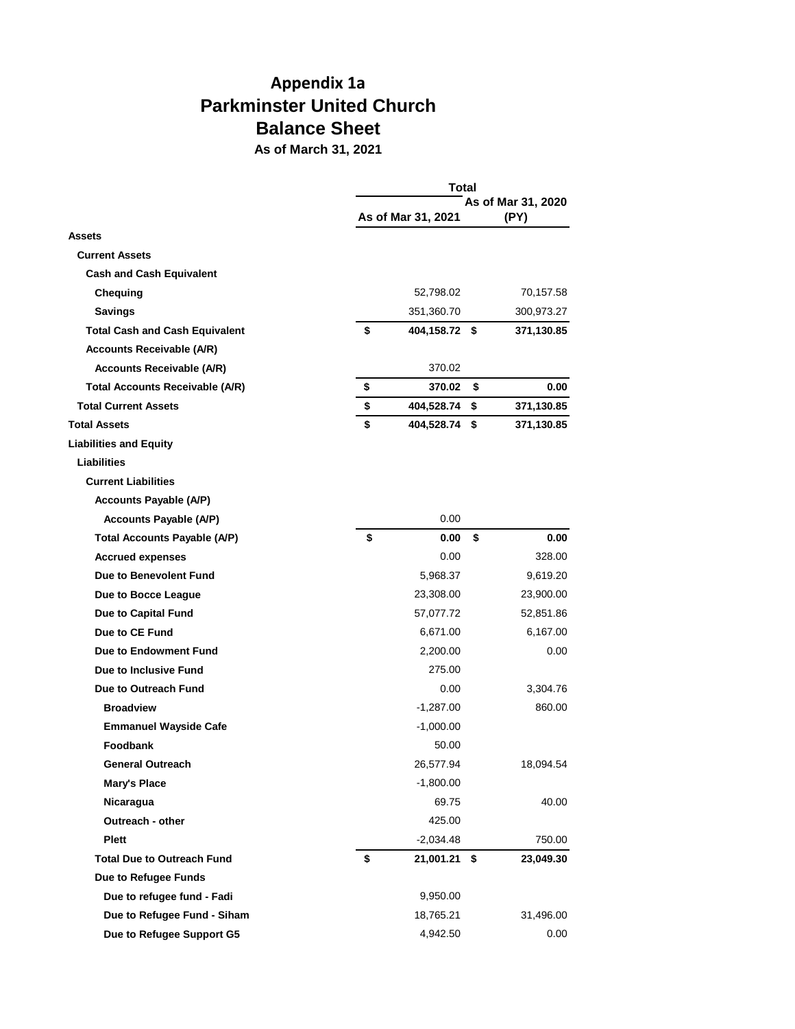# Appendix 1a

# Parkminster United Church

## Balance Sheet

**As of March 31, 2021**

| | Total | |
|---|---|---|
| | As of Mar 31, 2021 | As of Mar 31, 2020 (PY) |
| **Assets** | | |
| **Current Assets** | | |
| **Cash and Cash Equivalent** | | |
| **Chequing** | 52,798.02 | 70,157.58 |
| **Savings** | 351,360.70 | 300,973.27 |
| **Total Cash and Cash Equivalent** | **$ 404,158.72** | **$ 371,130.85** |
| **Accounts Receivable (A/R)** | | |
| **Accounts Receivable (A/R)** | 370.02 | |
| **Total Accounts Receivable (A/R)** | **$ 370.02** | **$ 0.00** |
| **Total Current Assets** | **$ 404,528.74** | **$ 371,130.85** |
| **Total Assets** | **$ 404,528.74** | **$ 371,130.85** |
| **Liabilities and Equity** | | |
| **Liabilities** | | |
| **Current Liabilities** | | |
| **Accounts Payable (A/P)** | | |
| **Accounts Payable (A/P)** | 0.00 | |
| **Total Accounts Payable (A/P)** | **$ 0.00** | **$ 0.00** |
| **Accrued expenses** | 0.00 | 328.00 |
| **Due to Benevolent Fund** | 5,968.37 | 9,619.20 |
| **Due to Bocce League** | 23,308.00 | 23,900.00 |
| **Due to Capital Fund** | 57,077.72 | 52,851.86 |
| **Due to CE Fund** | 6,671.00 | 6,167.00 |
| **Due to Endowment Fund** | 2,200.00 | 0.00 |
| **Due to Inclusive Fund** | 275.00 | |
| **Due to Outreach Fund** | 0.00 | 3,304.76 |
| **Broadview** | -1,287.00 | 860.00 |
| **Emmanuel Wayside Cafe** | -1,000.00 | |
| **Foodbank** | 50.00 | |
| **General Outreach** | 26,577.94 | 18,094.54 |
| **Mary's Place** | -1,800.00 | |
| **Nicaragua** | 69.75 | 40.00 |
| **Outreach - other** | 425.00 | |
| **Plett** | -2,034.48 | 750.00 |
| **Total Due to Outreach Fund** | **$ 21,001.21** | **$ 23,049.30** |
| **Due to Refugee Funds** | | |
| **Due to refugee fund - Fadi** | 9,950.00 | |
| **Due to Refugee Fund - Siham** | 18,765.21 | 31,496.00 |
| **Due to Refugee Support G5** | 4,942.50 | 0.00 |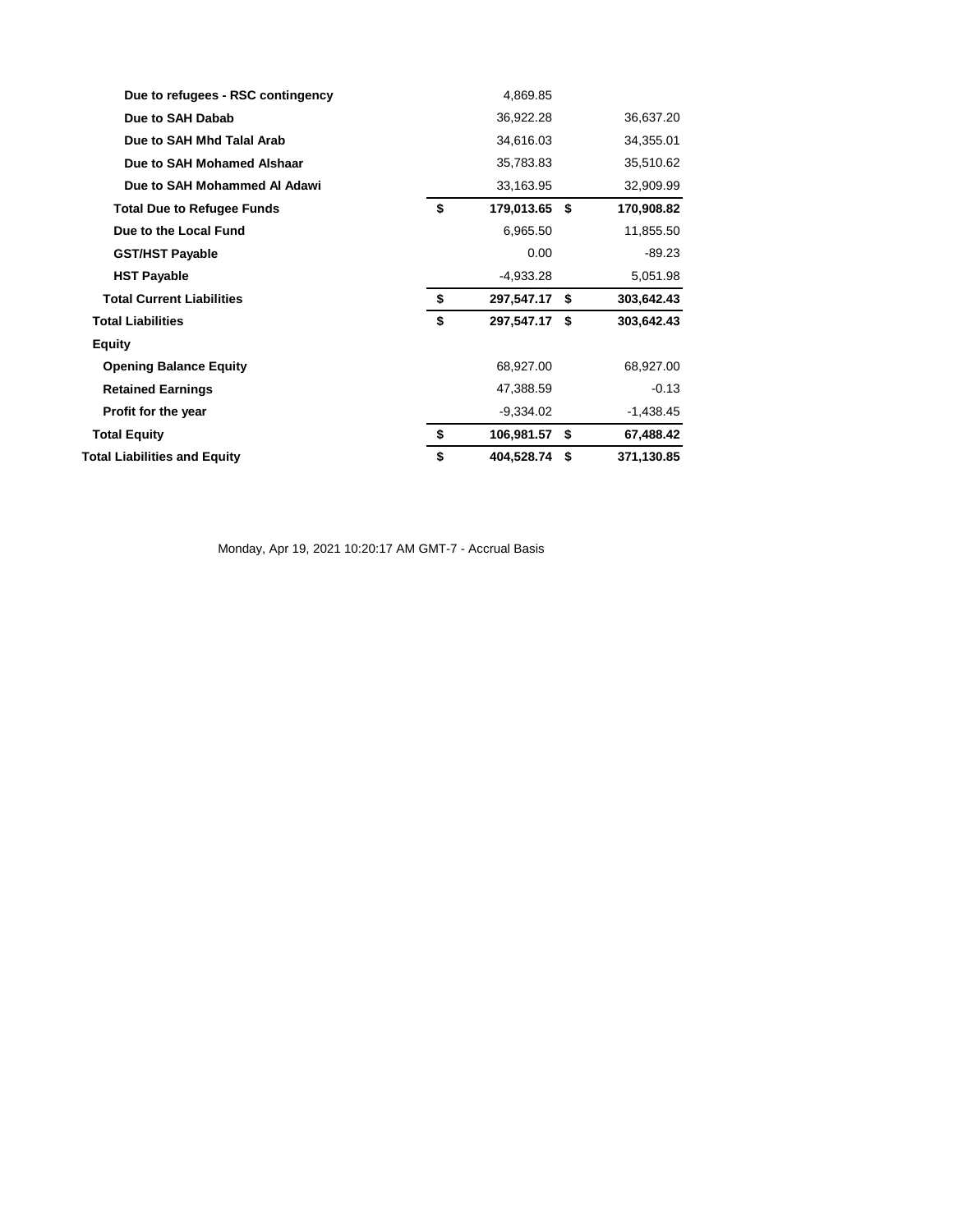| | | | | |
|---|---|---|---|---|
| **Due to refugees - RSC contingency** | | 4,869.85 | | |
| **Due to SAH Dabab** | | 36,922.28 | | 36,637.20 |
| **Due to SAH Mhd Talal Arab** | | 34,616.03 | | 34,355.01 |
| **Due to SAH Mohamed Alshaar** | | 35,783.83 | | 35,510.62 |
| **Due to SAH Mohammed Al Adawi** | | 33,163.95 | | 32,909.99 |
| **Total Due to Refugee Funds** | **$** | **179,013.65** | **$** | **170,908.82** |
| **Due to the Local Fund** | | 6,965.50 | | 11,855.50 |
| **GST/HST Payable** | | 0.00 | | -89.23 |
| **HST Payable** | | -4,933.28 | | 5,051.98 |
| **Total Current Liabilities** | **$** | **297,547.17** | **$** | **303,642.43** |
| **Total Liabilities** | **$** | **297,547.17** | **$** | **303,642.43** |
| **Equity** | | | | |
| **Opening Balance Equity** | | 68,927.00 | | 68,927.00 |
| **Retained Earnings** | | 47,388.59 | | -0.13 |
| **Profit for the year** | | -9,334.02 | | -1,438.45 |
| **Total Equity** | **$** | **106,981.57** | **$** | **67,488.42** |
| **Total Liabilities and Equity** | **$** | **404,528.74** | **$** | **371,130.85** |

Monday, Apr 19, 2021 10:20:17 AM GMT-7 - Accrual Basis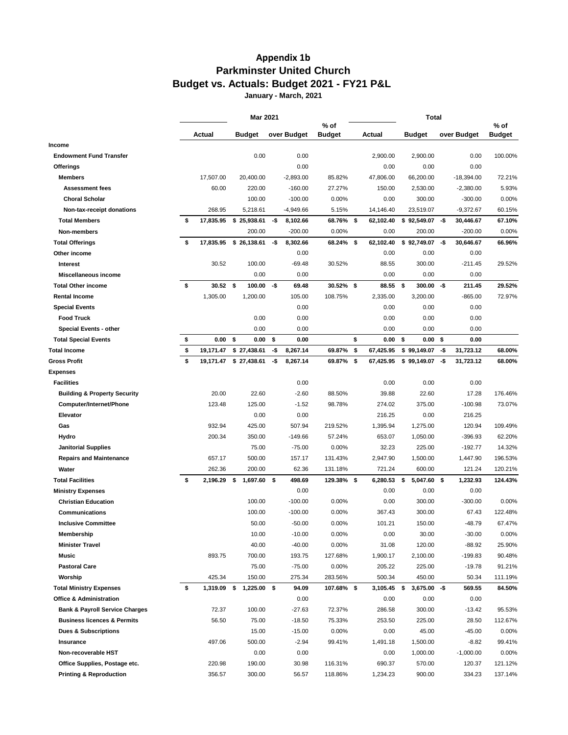# Appendix 1b
# Parkminster United Church
## Budget vs. Actuals: Budget 2021 - FY21 P&L
### January - March, 2021

| | Mar 2021 | | | | Total | | | |
|---|---|---|---|---|---|---|---|---|
| | Actual | Budget | over Budget | % of Budget | Actual | Budget | over Budget | % of Budget |
| **Income** | | | | | | | | |
| **Endowment Fund Transfer** | | 0.00 | 0.00 | | 2,900.00 | 2,900.00 | 0.00 | 100.00% |
| **Offerings** | | | 0.00 | | 0.00 | 0.00 | 0.00 | |
| **Members** | 17,507.00 | 20,400.00 | -2,893.00 | 85.82% | 47,806.00 | 66,200.00 | -18,394.00 | 72.21% |
| **Assessment fees** | 60.00 | 220.00 | -160.00 | 27.27% | 150.00 | 2,530.00 | -2,380.00 | 5.93% |
| **Choral Scholar** | | 100.00 | -100.00 | 0.00% | 0.00 | 300.00 | -300.00 | 0.00% |
| **Non-tax-receipt donations** | 268.95 | 5,218.61 | -4,949.66 | 5.15% | 14,146.40 | 23,519.07 | -9,372.67 | 60.15% |
| **Total Members** | **$ 17,835.95** | **$ 25,938.61** | **-$ 8,102.66** | **68.76%** | **$ 62,102.40** | **$ 92,549.07** | **-$ 30,446.67** | **67.10%** |
| **Non-members** | | 200.00 | -200.00 | 0.00% | 0.00 | 200.00 | -200.00 | 0.00% |
| **Total Offerings** | **$ 17,835.95** | **$ 26,138.61** | **-$ 8,302.66** | **68.24%** | **$ 62,102.40** | **$ 92,749.07** | **-$ 30,646.67** | **66.96%** |
| **Other income** | | | 0.00 | | 0.00 | 0.00 | 0.00 | |
| **Interest** | 30.52 | 100.00 | -69.48 | 30.52% | 88.55 | 300.00 | -211.45 | 29.52% |
| **Miscellaneous income** | | 0.00 | 0.00 | | 0.00 | 0.00 | 0.00 | |
| **Total Other income** | **$ 30.52** | **$ 100.00** | **-$ 69.48** | **30.52%** | **$ 88.55** | **$ 300.00** | **-$ 211.45** | **29.52%** |
| **Rental Income** | 1,305.00 | 1,200.00 | 105.00 | 108.75% | 2,335.00 | 3,200.00 | -865.00 | 72.97% |
| **Special Events** | | | 0.00 | | 0.00 | 0.00 | 0.00 | |
| **Food Truck** | | 0.00 | 0.00 | | 0.00 | 0.00 | 0.00 | |
| **Special Events - other** | | 0.00 | 0.00 | | 0.00 | 0.00 | 0.00 | |
| **Total Special Events** | **$ 0.00** | **$ 0.00** | **$ 0.00** | | **$ 0.00** | **$ 0.00** | **$ 0.00** | |
| **Total Income** | **$ 19,171.47** | **$ 27,438.61** | **-$ 8,267.14** | **69.87%** | **$ 67,425.95** | **$ 99,149.07** | **-$ 31,723.12** | **68.00%** |
| **Gross Profit** | **$ 19,171.47** | **$ 27,438.61** | **-$ 8,267.14** | **69.87%** | **$ 67,425.95** | **$ 99,149.07** | **-$ 31,723.12** | **68.00%** |
| **Expenses** | | | | | | | | |
| **Facilities** | | | 0.00 | | 0.00 | 0.00 | 0.00 | |
| **Building & Property Security** | 20.00 | 22.60 | -2.60 | 88.50% | 39.88 | 22.60 | 17.28 | 176.46% |
| **Computer/Internet/Phone** | 123.48 | 125.00 | -1.52 | 98.78% | 274.02 | 375.00 | -100.98 | 73.07% |
| **Elevator** | | 0.00 | 0.00 | | 216.25 | 0.00 | 216.25 | |
| **Gas** | 932.94 | 425.00 | 507.94 | 219.52% | 1,395.94 | 1,275.00 | 120.94 | 109.49% |
| **Hydro** | 200.34 | 350.00 | -149.66 | 57.24% | 653.07 | 1,050.00 | -396.93 | 62.20% |
| **Janitorial Supplies** | | 75.00 | -75.00 | 0.00% | 32.23 | 225.00 | -192.77 | 14.32% |
| **Repairs and Maintenance** | 657.17 | 500.00 | 157.17 | 131.43% | 2,947.90 | 1,500.00 | 1,447.90 | 196.53% |
| **Water** | 262.36 | 200.00 | 62.36 | 131.18% | 721.24 | 600.00 | 121.24 | 120.21% |
| **Total Facilities** | **$ 2,196.29** | **$ 1,697.60** | **$ 498.69** | **129.38%** | **$ 6,280.53** | **$ 5,047.60** | **$ 1,232.93** | **124.43%** |
| **Ministry Expenses** | | | 0.00 | | 0.00 | 0.00 | 0.00 | |
| **Christian Education** | | 100.00 | -100.00 | 0.00% | 0.00 | 300.00 | -300.00 | 0.00% |
| **Communications** | | 100.00 | -100.00 | 0.00% | 367.43 | 300.00 | 67.43 | 122.48% |
| **Inclusive Committee** | | 50.00 | -50.00 | 0.00% | 101.21 | 150.00 | -48.79 | 67.47% |
| **Membership** | | 10.00 | -10.00 | 0.00% | 0.00 | 30.00 | -30.00 | 0.00% |
| **Minister Travel** | | 40.00 | -40.00 | 0.00% | 31.08 | 120.00 | -88.92 | 25.90% |
| **Music** | 893.75 | 700.00 | 193.75 | 127.68% | 1,900.17 | 2,100.00 | -199.83 | 90.48% |
| **Pastoral Care** | | 75.00 | -75.00 | 0.00% | 205.22 | 225.00 | -19.78 | 91.21% |
| **Worship** | 425.34 | 150.00 | 275.34 | 283.56% | 500.34 | 450.00 | 50.34 | 111.19% |
| **Total Ministry Expenses** | **$ 1,319.09** | **$ 1,225.00** | **$ 94.09** | **107.68%** | **$ 3,105.45** | **$ 3,675.00** | **-$ 569.55** | **84.50%** |
| **Office & Administration** | | | 0.00 | | 0.00 | 0.00 | 0.00 | |
| **Bank & Payroll Service Charges** | 72.37 | 100.00 | -27.63 | 72.37% | 286.58 | 300.00 | -13.42 | 95.53% |
| **Business licences & Permits** | 56.50 | 75.00 | -18.50 | 75.33% | 253.50 | 225.00 | 28.50 | 112.67% |
| **Dues & Subscriptions** | | 15.00 | -15.00 | 0.00% | 0.00 | 45.00 | -45.00 | 0.00% |
| **Insurance** | 497.06 | 500.00 | -2.94 | 99.41% | 1,491.18 | 1,500.00 | -8.82 | 99.41% |
| **Non-recoverable HST** | | 0.00 | 0.00 | | 0.00 | 1,000.00 | -1,000.00 | 0.00% |
| **Office Supplies, Postage etc.** | 220.98 | 190.00 | 30.98 | 116.31% | 690.37 | 570.00 | 120.37 | 121.12% |
| **Printing & Reproduction** | 356.57 | 300.00 | 56.57 | 118.86% | 1,234.23 | 900.00 | 334.23 | 137.14% |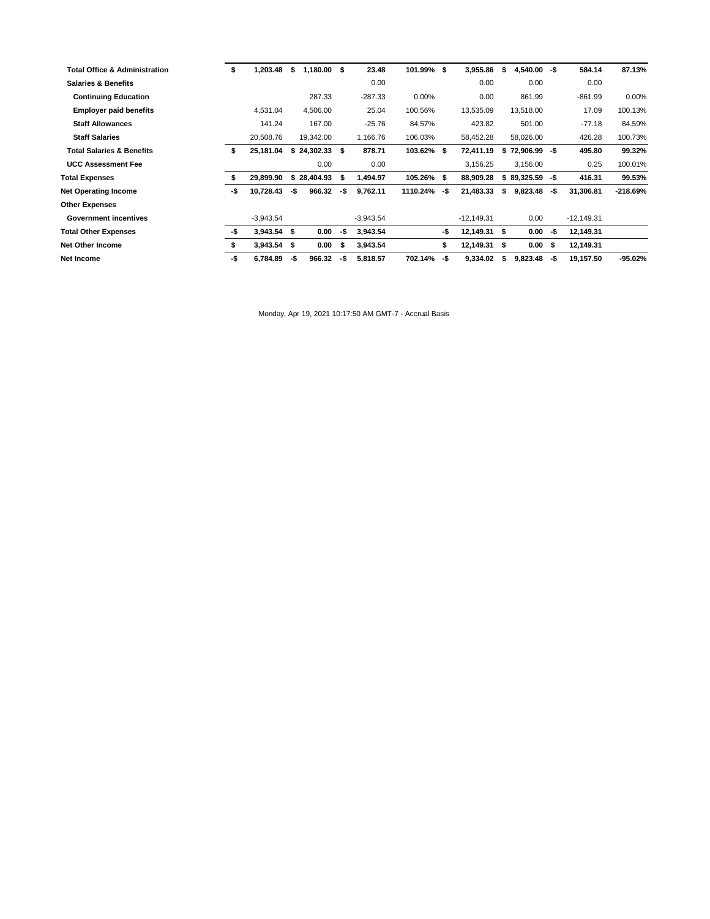| | | | | | | | | |
|---|---|---|---|---|---|---|---|---|
| **Total Office & Administration** | **$ 1,203.48** | **$ 1,180.00** | **$ 23.48** | **101.99%** | **$ 3,955.86** | **$ 4,540.00** | **-$ 584.14** | **87.13%** |
| **Salaries & Benefits** | | | 0.00 | | 0.00 | 0.00 | 0.00 | |
| **Continuing Education** | | 287.33 | -287.33 | 0.00% | 0.00 | 861.99 | -861.99 | 0.00% |
| **Employer paid benefits** | 4,531.04 | 4,506.00 | 25.04 | 100.56% | 13,535.09 | 13,518.00 | 17.09 | 100.13% |
| **Staff Allowances** | 141.24 | 167.00 | -25.76 | 84.57% | 423.82 | 501.00 | -77.18 | 84.59% |
| **Staff Salaries** | 20,508.76 | 19,342.00 | 1,166.76 | 106.03% | 58,452.28 | 58,026.00 | 426.28 | 100.73% |
| **Total Salaries & Benefits** | **$ 25,181.04** | **$ 24,302.33** | **$ 878.71** | **103.62%** | **$ 72,411.19** | **$ 72,906.99** | **-$ 495.80** | **99.32%** |
| **UCC Assessment Fee** | | 0.00 | 0.00 | | 3,156.25 | 3,156.00 | 0.25 | 100.01% |
| **Total Expenses** | **$ 29,899.90** | **$ 28,404.93** | **$ 1,494.97** | **105.26%** | **$ 88,909.28** | **$ 89,325.59** | **-$ 416.31** | **99.53%** |
| **Net Operating Income** | **-$ 10,728.43** | **-$ 966.32** | **-$ 9,762.11** | **1110.24%** | **-$ 21,483.33** | **$ 9,823.48** | **-$ 31,306.81** | **-218.69%** |
| **Other Expenses** | | | | | | | | |
| **Government incentives** | -3,943.54 | | -3,943.54 | | -12,149.31 | 0.00 | -12,149.31 | |
| **Total Other Expenses** | **-$ 3,943.54** | **$ 0.00** | **-$ 3,943.54** | | **-$ 12,149.31** | **$ 0.00** | **-$ 12,149.31** | |
| **Net Other Income** | **$ 3,943.54** | **$ 0.00** | **$ 3,943.54** | | **$ 12,149.31** | **$ 0.00** | **$ 12,149.31** | |
| **Net Income** | **-$ 6,784.89** | **-$ 966.32** | **-$ 5,818.57** | **702.14%** | **-$ 9,334.02** | **$ 9,823.48** | **-$ 19,157.50** | **-95.02%** |

Monday, Apr 19, 2021 10:17:50 AM GMT-7 - Accrual Basis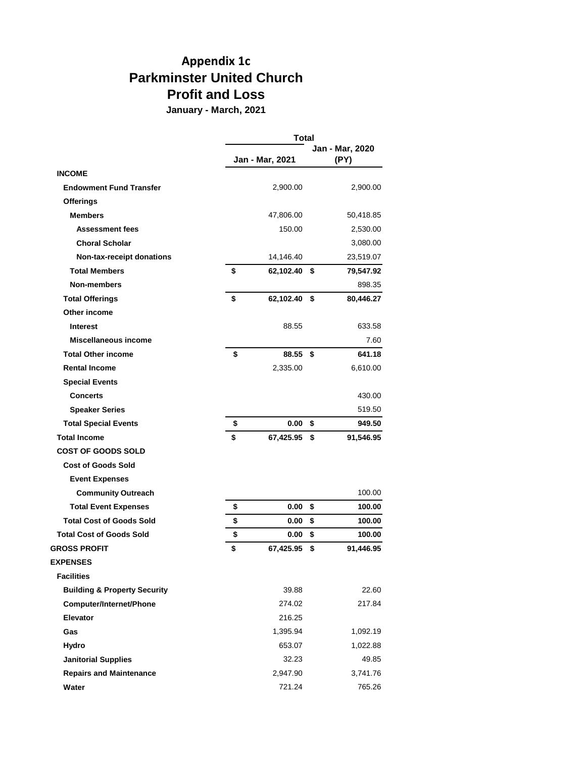# Appendix 1c
# Parkminster United Church
# Profit and Loss

**January - March, 2021**

| | Total | |
|---|---|---|
| | **Jan - Mar, 2021** | **Jan - Mar, 2020 (PY)** |
| **INCOME** | | |
| **Endowment Fund Transfer** | 2,900.00 | 2,900.00 |
| **Offerings** | | |
| **Members** | 47,806.00 | 50,418.85 |
| **Assessment fees** | 150.00 | 2,530.00 |
| **Choral Scholar** | | 3,080.00 |
| **Non-tax-receipt donations** | 14,146.40 | 23,519.07 |
| **Total Members** | **$ 62,102.40** | **$ 79,547.92** |
| **Non-members** | | 898.35 |
| **Total Offerings** | **$ 62,102.40** | **$ 80,446.27** |
| **Other income** | | |
| **Interest** | 88.55 | 633.58 |
| **Miscellaneous income** | | 7.60 |
| **Total Other income** | **$ 88.55** | **$ 641.18** |
| **Rental Income** | 2,335.00 | 6,610.00 |
| **Special Events** | | |
| **Concerts** | | 430.00 |
| **Speaker Series** | | 519.50 |
| **Total Special Events** | **$ 0.00** | **$ 949.50** |
| **Total Income** | **$ 67,425.95** | **$ 91,546.95** |
| **COST OF GOODS SOLD** | | |
| **Cost of Goods Sold** | | |
| **Event Expenses** | | |
| **Community Outreach** | | 100.00 |
| **Total Event Expenses** | **$ 0.00** | **$ 100.00** |
| **Total Cost of Goods Sold** | **$ 0.00** | **$ 100.00** |
| **Total Cost of Goods Sold** | **$ 0.00** | **$ 100.00** |
| **GROSS PROFIT** | **$ 67,425.95** | **$ 91,446.95** |
| **EXPENSES** | | |
| **Facilities** | | |
| **Building & Property Security** | 39.88 | 22.60 |
| **Computer/Internet/Phone** | 274.02 | 217.84 |
| **Elevator** | 216.25 | |
| **Gas** | 1,395.94 | 1,092.19 |
| **Hydro** | 653.07 | 1,022.88 |
| **Janitorial Supplies** | 32.23 | 49.85 |
| **Repairs and Maintenance** | 2,947.90 | 3,741.76 |
| **Water** | 721.24 | 765.26 |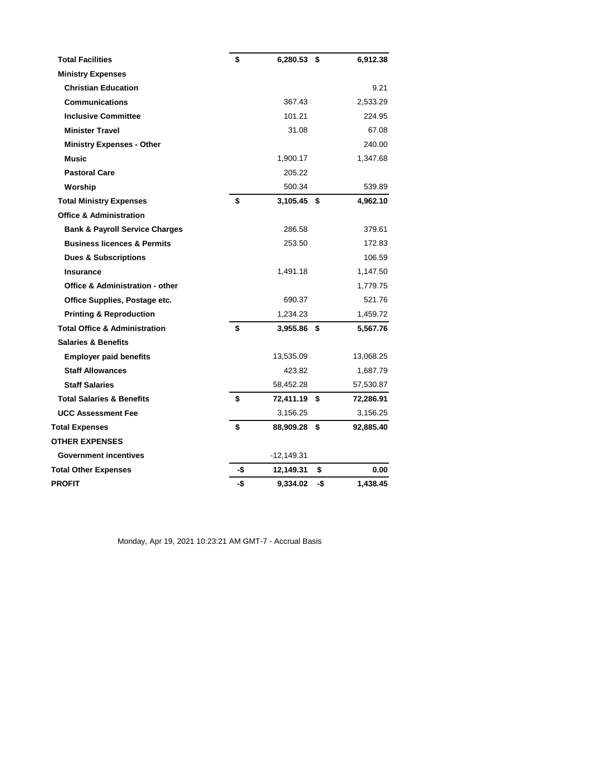| | | | | |
|---|---|---|---|---|
| **Total Facilities** | **$** | **6,280.53** | **$** | **6,912.38** |
| **Ministry Expenses** | | | | |
| **Christian Education** | | | | 9.21 |
| **Communications** | | 367.43 | | 2,533.29 |
| **Inclusive Committee** | | 101.21 | | 224.95 |
| **Minister Travel** | | 31.08 | | 67.08 |
| **Ministry Expenses - Other** | | | | 240.00 |
| **Music** | | 1,900.17 | | 1,347.68 |
| **Pastoral Care** | | 205.22 | | |
| **Worship** | | 500.34 | | 539.89 |
| **Total Ministry Expenses** | **$** | **3,105.45** | **$** | **4,962.10** |
| **Office & Administration** | | | | |
| **Bank & Payroll Service Charges** | | 286.58 | | 379.61 |
| **Business licences & Permits** | | 253.50 | | 172.83 |
| **Dues & Subscriptions** | | | | 106.59 |
| **Insurance** | | 1,491.18 | | 1,147.50 |
| **Office & Administration - other** | | | | 1,779.75 |
| **Office Supplies, Postage etc.** | | 690.37 | | 521.76 |
| **Printing & Reproduction** | | 1,234.23 | | 1,459.72 |
| **Total Office & Administration** | **$** | **3,955.86** | **$** | **5,567.76** |
| **Salaries & Benefits** | | | | |
| **Employer paid benefits** | | 13,535.09 | | 13,068.25 |
| **Staff Allowances** | | 423.82 | | 1,687.79 |
| **Staff Salaries** | | 58,452.28 | | 57,530.87 |
| **Total Salaries & Benefits** | **$** | **72,411.19** | **$** | **72,286.91** |
| **UCC Assessment Fee** | | 3,156.25 | | 3,156.25 |
| **Total Expenses** | **$** | **88,909.28** | **$** | **92,885.40** |
| **OTHER EXPENSES** | | | | |
| **Government incentives** | | -12,149.31 | | |
| **Total Other Expenses** | **-$** | **12,149.31** | **$** | **0.00** |
| **PROFIT** | **-$** | **9,334.02** | **-$** | **1,438.45** |

Monday, Apr 19, 2021 10:23:21 AM GMT-7 - Accrual Basis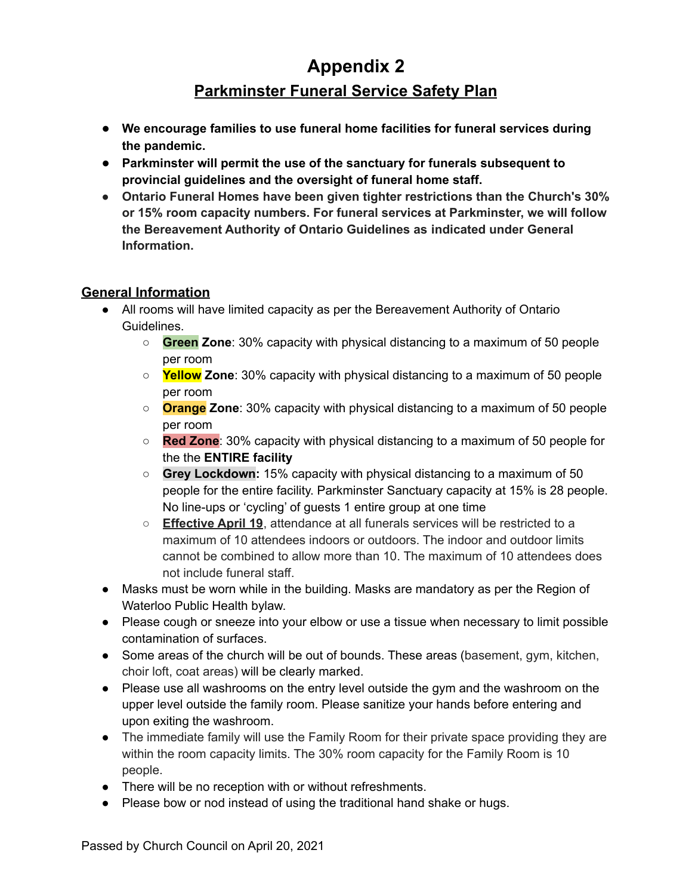# Appendix 2

## Parkminster Funeral Service Safety Plan

- **We encourage families to use funeral home facilities for funeral services during the pandemic.**
- **Parkminster will permit the use of the sanctuary for funerals subsequent to provincial guidelines and the oversight of funeral home staff.**
- **Ontario Funeral Homes have been given tighter restrictions than the Church's 30% or 15% room capacity numbers. For funeral services at Parkminster, we will follow the Bereavement Authority of Ontario Guidelines as indicated under General Information.**

### General Information

- All rooms will have limited capacity as per the Bereavement Authority of Ontario Guidelines.
  - **Green Zone**: 30% capacity with physical distancing to a maximum of 50 people per room
  - **Yellow Zone**: 30% capacity with physical distancing to a maximum of 50 people per room
  - **Orange Zone**: 30% capacity with physical distancing to a maximum of 50 people per room
  - **Red Zone**: 30% capacity with physical distancing to a maximum of 50 people for the the **ENTIRE facility**
  - **Grey Lockdown:** 15% capacity with physical distancing to a maximum of 50 people for the entire facility. Parkminster Sanctuary capacity at 15% is 28 people. No line-ups or 'cycling' of guests 1 entire group at one time
  - **Effective April 19**, attendance at all funerals services will be restricted to a maximum of 10 attendees indoors or outdoors. The indoor and outdoor limits cannot be combined to allow more than 10. The maximum of 10 attendees does not include funeral staff.
- Masks must be worn while in the building. Masks are mandatory as per the Region of Waterloo Public Health bylaw.
- Please cough or sneeze into your elbow or use a tissue when necessary to limit possible contamination of surfaces.
- Some areas of the church will be out of bounds. These areas (basement, gym, kitchen, choir loft, coat areas) will be clearly marked.
- Please use all washrooms on the entry level outside the gym and the washroom on the upper level outside the family room. Please sanitize your hands before entering and upon exiting the washroom.
- The immediate family will use the Family Room for their private space providing they are within the room capacity limits. The 30% room capacity for the Family Room is 10 people.
- There will be no reception with or without refreshments.
- Please bow or nod instead of using the traditional hand shake or hugs.

Passed by Church Council on April 20, 2021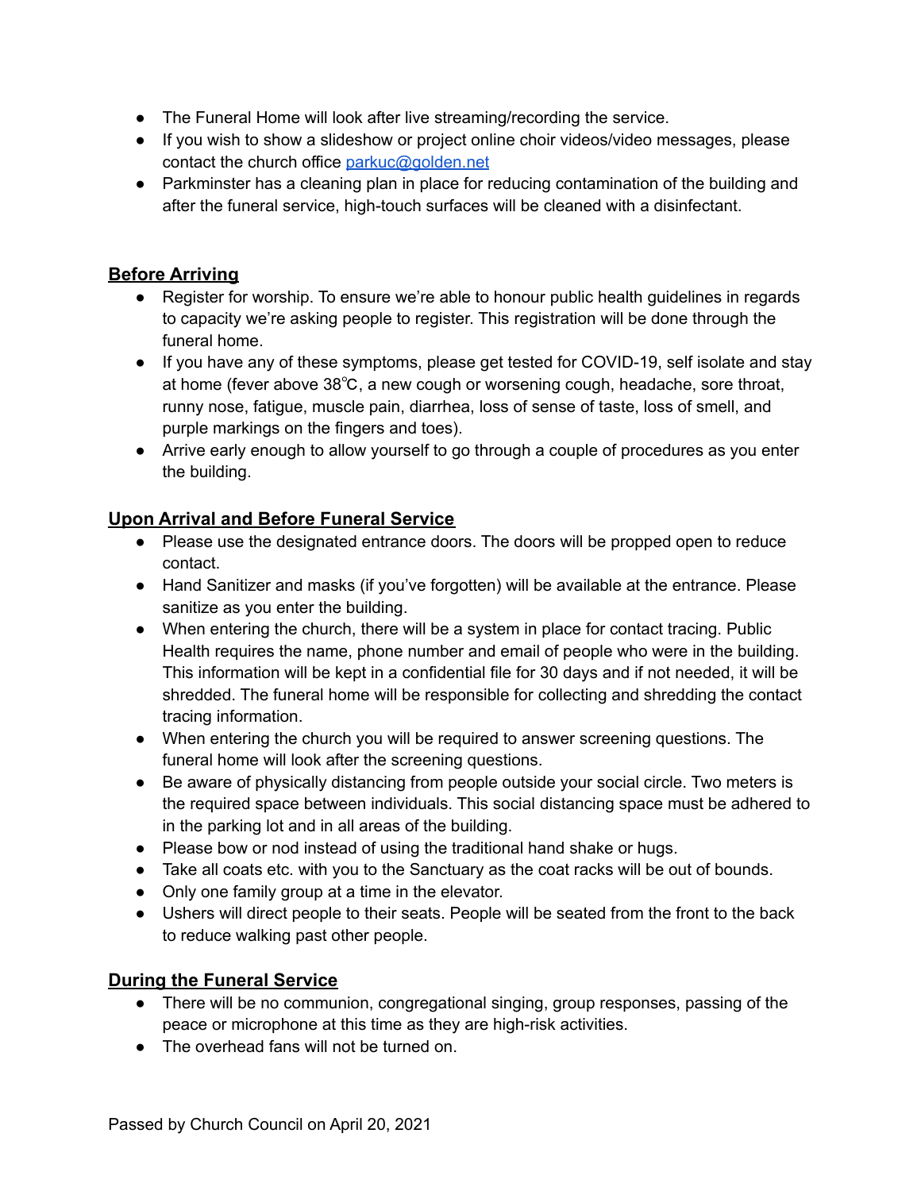- The Funeral Home will look after live streaming/recording the service.
- If you wish to show a slideshow or project online choir videos/video messages, please contact the church office [parkuc@golden.net](mailto:parkuc@golden.net)
- Parkminster has a cleaning plan in place for reducing contamination of the building and after the funeral service, high-touch surfaces will be cleaned with a disinfectant.

## **Before Arriving**

- Register for worship. To ensure we're able to honour public health guidelines in regards to capacity we're asking people to register. This registration will be done through the funeral home.
- If you have any of these symptoms, please get tested for COVID-19, self isolate and stay at home (fever above 38℃, a new cough or worsening cough, headache, sore throat, runny nose, fatigue, muscle pain, diarrhea, loss of sense of taste, loss of smell, and purple markings on the fingers and toes).
- Arrive early enough to allow yourself to go through a couple of procedures as you enter the building.

## **Upon Arrival and Before Funeral Service**

- Please use the designated entrance doors. The doors will be propped open to reduce contact.
- Hand Sanitizer and masks (if you've forgotten) will be available at the entrance. Please sanitize as you enter the building.
- When entering the church, there will be a system in place for contact tracing. Public Health requires the name, phone number and email of people who were in the building. This information will be kept in a confidential file for 30 days and if not needed, it will be shredded. The funeral home will be responsible for collecting and shredding the contact tracing information.
- When entering the church you will be required to answer screening questions. The funeral home will look after the screening questions.
- Be aware of physically distancing from people outside your social circle. Two meters is the required space between individuals. This social distancing space must be adhered to in the parking lot and in all areas of the building.
- Please bow or nod instead of using the traditional hand shake or hugs.
- Take all coats etc. with you to the Sanctuary as the coat racks will be out of bounds.
- Only one family group at a time in the elevator.
- Ushers will direct people to their seats. People will be seated from the front to the back to reduce walking past other people.

## **During the Funeral Service**

- There will be no communion, congregational singing, group responses, passing of the peace or microphone at this time as they are high-risk activities.
- The overhead fans will not be turned on.

Passed by Church Council on April 20, 2021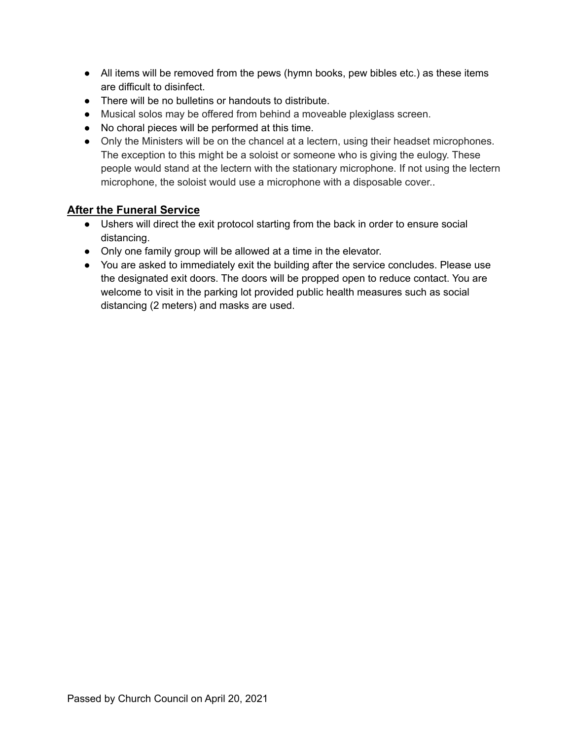- All items will be removed from the pews (hymn books, pew bibles etc.) as these items are difficult to disinfect.
- There will be no bulletins or handouts to distribute.
- Musical solos may be offered from behind a moveable plexiglass screen.
- No choral pieces will be performed at this time.
- Only the Ministers will be on the chancel at a lectern, using their headset microphones. The exception to this might be a soloist or someone who is giving the eulogy. These people would stand at the lectern with the stationary microphone. If not using the lectern microphone, the soloist would use a microphone with a disposable cover..

**After the Funeral Service**

- Ushers will direct the exit protocol starting from the back in order to ensure social distancing.
- Only one family group will be allowed at a time in the elevator.
- You are asked to immediately exit the building after the service concludes. Please use the designated exit doors. The doors will be propped open to reduce contact. You are welcome to visit in the parking lot provided public health measures such as social distancing (2 meters) and masks are used.

Passed by Church Council on April 20, 2021